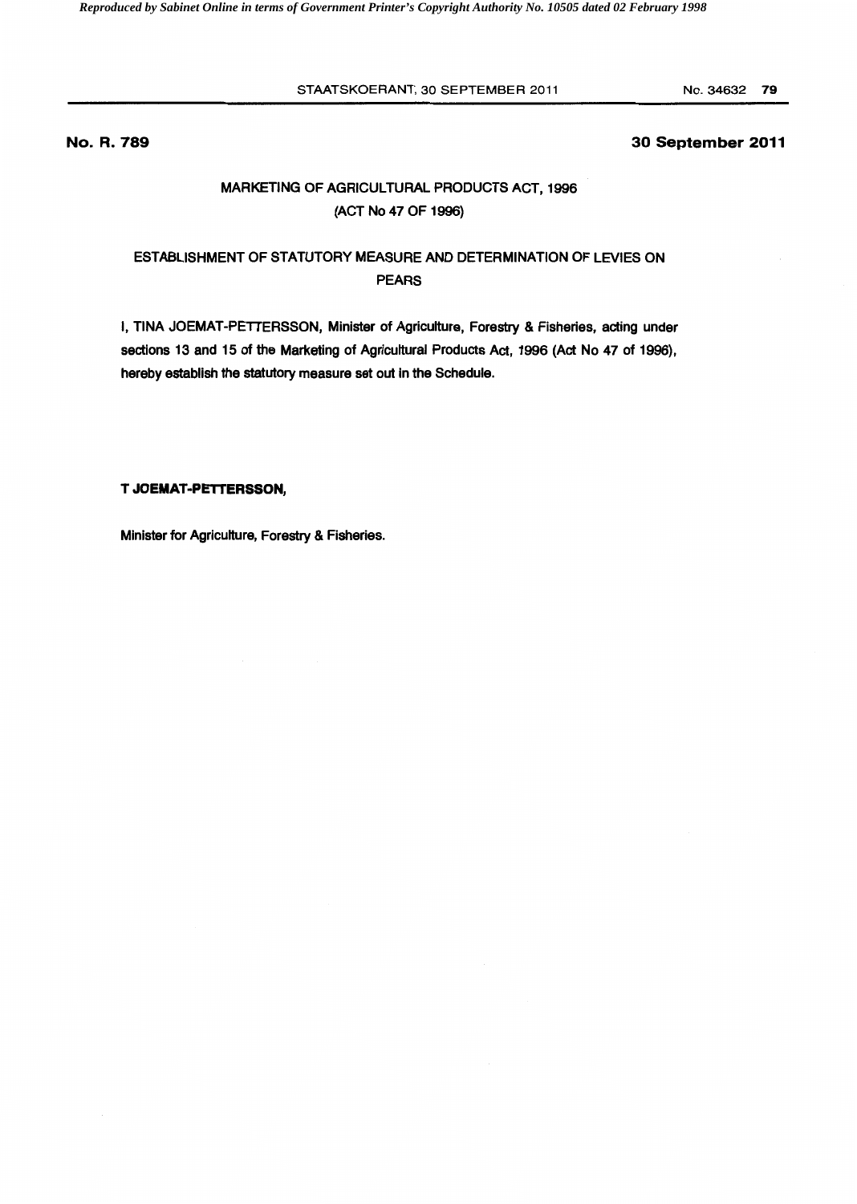**No. R. 789** **30 September 2011**

## MARKETING OF AGRICULTURAL PRODUCTS ACT, 1996
## (ACT No 47 OF 1996)

### ESTABLISHMENT OF STATUTORY MEASURE AND DETERMINATION OF LEVIES ON PEARS

I, TINA JOEMAT-PETTERSSON, Minister of Agriculture, Forestry & Fisheries, acting under sections 13 and 15 of the Marketing of Agricultural Products Act, 1996 (Act No 47 of 1996), hereby establish the statutory measure set out in the Schedule.

**T JOEMAT-PETTERSSON,**

Minister for Agriculture, Forestry & Fisheries.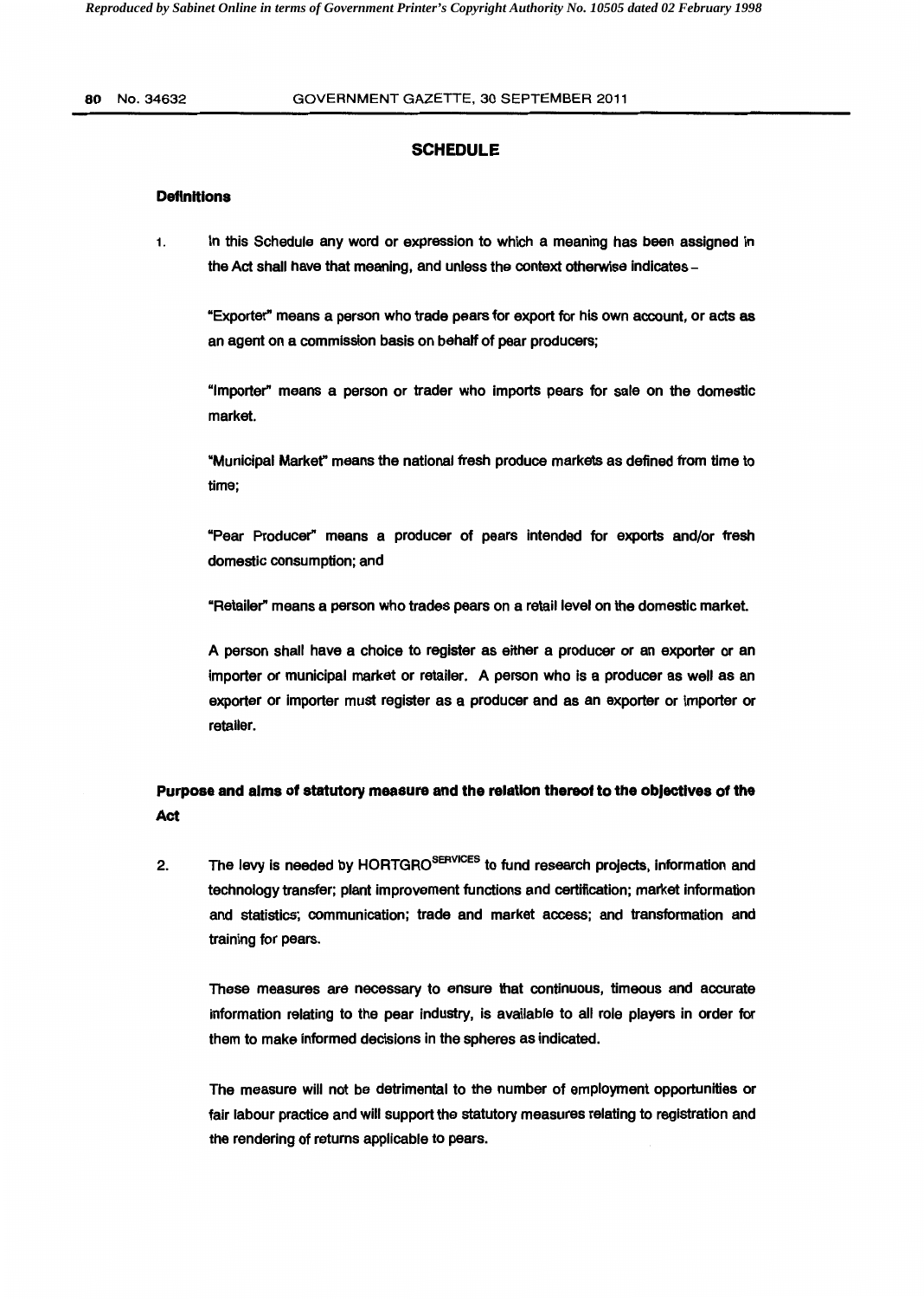## SCHEDULE

### Definitions

1. In this Schedule any word or expression to which a meaning has been assigned in the Act shall have that meaning, and unless the context otherwise indicates –

   "Exporter" means a person who trade pears for export for his own account, or acts as an agent on a commission basis on behalf of pear producers;

   "Importer" means a person or trader who imports pears for sale on the domestic market.

   "Municipal Market" means the national fresh produce markets as defined from time to time;

   "Pear Producer" means a producer of pears intended for exports and/or fresh domestic consumption; and

   "Retailer" means a person who trades pears on a retail level on the domestic market.

   A person shall have a choice to register as either a producer or an exporter or an importer or municipal market or retailer. A person who is a producer as well as an exporter or importer must register as a producer and as an exporter or importer or retailer.

### Purpose and aims of statutory measure and the relation thereof to the objectives of the Act

2. The levy is needed by HORTGRO[SERVICES] to fund research projects, information and technology transfer; plant improvement functions and certification; market information and statistics; communication; trade and market access; and transformation and training for pears.

   These measures are necessary to ensure that continuous, timeous and accurate information relating to the pear industry, is available to all role players in order for them to make informed decisions in the spheres as indicated.

   The measure will not be detrimental to the number of employment opportunities or fair labour practice and will support the statutory measures relating to registration and the rendering of returns applicable to pears.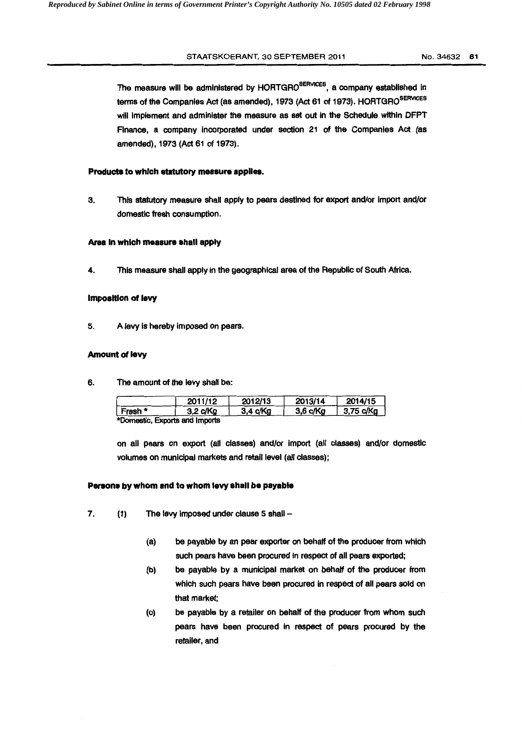The measure will be administered by HORTGRO[SERVICES], a company established in terms of the Companies Act (as amended), 1973 (Act 61 of 1973). HORTGRO[SERVICES] will implement and administer the measure as set out in the Schedule within DFPT Finance, a company incorporated under section 21 of the Companies Act (as amended), 1973 (Act 61 of 1973).

**Products to which statutory measure applies.**

3. This statutory measure shall apply to pears destined for export and/or import and/or domestic fresh consumption.

**Area in which measure shall apply**

4. This measure shall apply in the geographical area of the Republic of South Africa.

**Imposition of levy**

5. A levy is hereby imposed on pears.

**Amount of levy**

6. The amount of the levy shall be:

| | 2011/12 | 2012/13 | 2013/14 | 2014/15 |
|---|---|---|---|---|
| Fresh * | 3,2 c/Kg | 3,4 c/Kg | 3,6 c/Kg | 3,75 c/Kg |

*Domestic, Exports and Imports

on all pears on export (all classes) and/or import (all classes) and/or domestic volumes on municipal markets and retail level (all classes);

**Persons by whom and to whom levy shall be payable**

7. (1) The levy imposed under clause 5 shall –

(a) be payable by an pear exporter on behalf of the producer from which such pears have been procured in respect of all pears exported;

(b) be payable by a municipal market on behalf of the producer from which such pears have been procured in respect of all pears sold on that market;

(c) be payable by a retailer on behalf of the producer from whom such pears have been procured in respect of pears procured by the retailer, and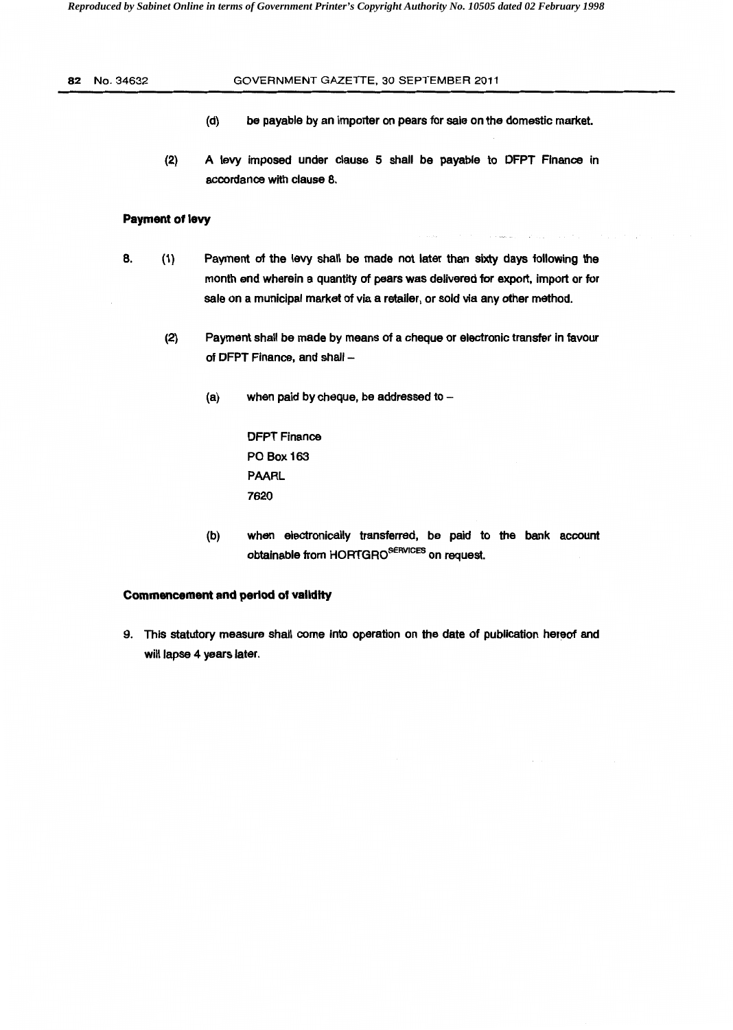(d) be payable by an importer on pears for sale on the domestic market.

(2) A levy imposed under clause 5 shall be payable to DFPT Finance in accordance with clause 8.

**Payment of levy**

8. (1) Payment of the levy shall be made not later than sixty days following the month end wherein a quantity of pears was delivered for export, import or for sale on a municipal market of via a retailer, or sold via any other method.

(2) Payment shall be made by means of a cheque or electronic transfer in favour of DFPT Finance, and shall –

(a) when paid by cheque, be addressed to –

DFPT Finance
PO Box 163
PAARL
7620

(b) when electronically transferred, be paid to the bank account obtainable from HORTGRO[SERVICES] on request.

**Commencement and period of validity**

9. This statutory measure shall come into operation on the date of publication hereof and will lapse 4 years later.